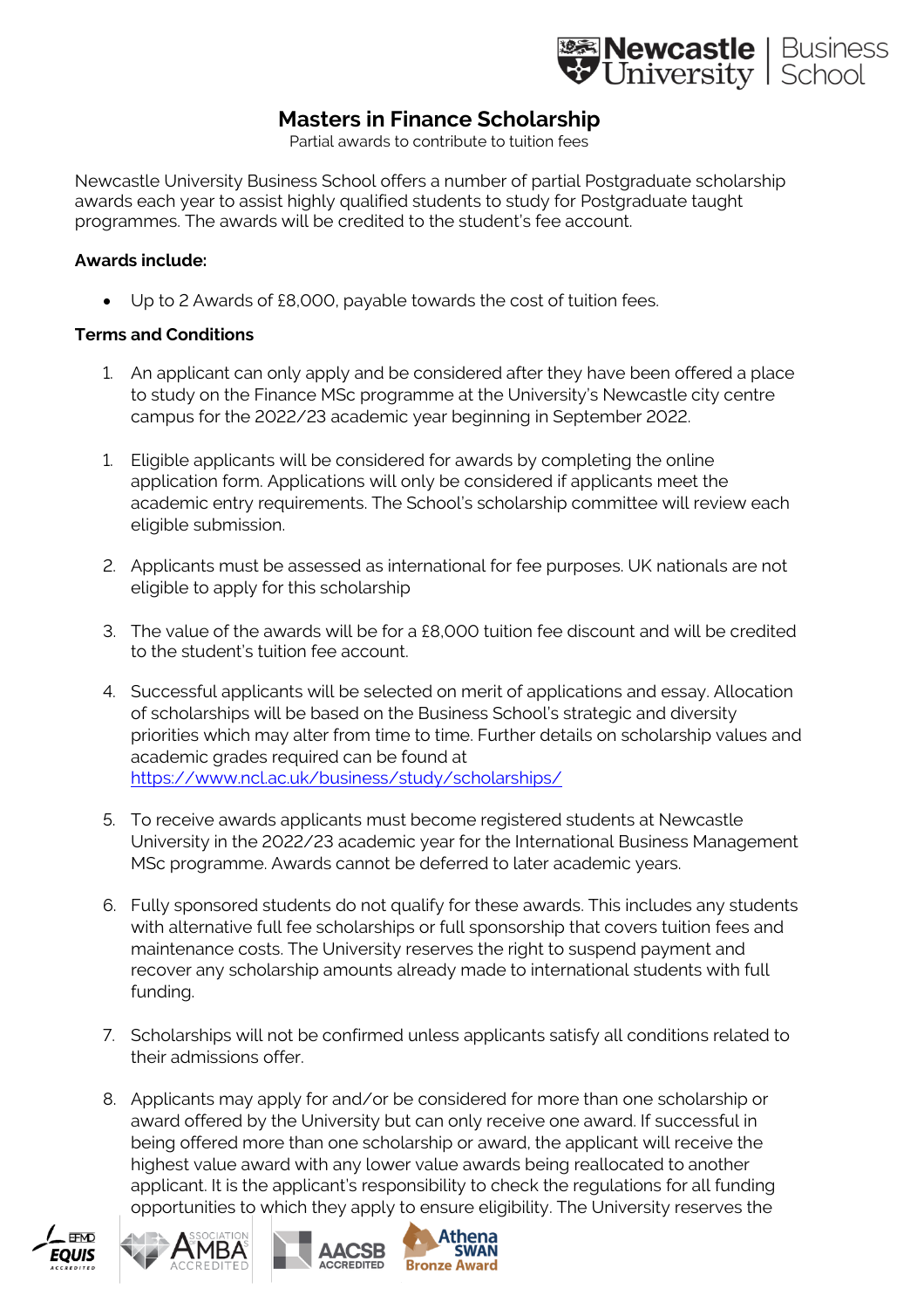# Masters in Finance Scholarship

Partial awards to contribute to tuition fees

Newcastle University Business School offers a number of partial Postgraduate scholarship awards each year to assist highly qualified students to study for Postgraduate taught programmes. The awards will be credited to the student's fee account.

**Awards include:**

- Up to 2 Awards of £8,000, payable towards the cost of tuition fees.

**Terms and Conditions**

1. An applicant can only apply and be considered after they have been offered a place to study on the Finance MSc programme at the University's Newcastle city centre campus for the 2022/23 academic year beginning in September 2022.

1. Eligible applicants will be considered for awards by completing the online application form. Applications will only be considered if applicants meet the academic entry requirements. The School's scholarship committee will review each eligible submission.

2. Applicants must be assessed as international for fee purposes. UK nationals are not eligible to apply for this scholarship

3. The value of the awards will be for a £8,000 tuition fee discount and will be credited to the student's tuition fee account.

4. Successful applicants will be selected on merit of applications and essay. Allocation of scholarships will be based on the Business School's strategic and diversity priorities which may alter from time to time. Further details on scholarship values and academic grades required can be found at https://www.ncl.ac.uk/business/study/scholarships/

5. To receive awards applicants must become registered students at Newcastle University in the 2022/23 academic year for the International Business Management MSc programme. Awards cannot be deferred to later academic years.

6. Fully sponsored students do not qualify for these awards. This includes any students with alternative full fee scholarships or full sponsorship that covers tuition fees and maintenance costs. The University reserves the right to suspend payment and recover any scholarship amounts already made to international students with full funding.

7. Scholarships will not be confirmed unless applicants satisfy all conditions related to their admissions offer.

8. Applicants may apply for and/or be considered for more than one scholarship or award offered by the University but can only receive one award. If successful in being offered more than one scholarship or award, the applicant will receive the highest value award with any lower value awards being reallocated to another applicant. It is the applicant's responsibility to check the regulations for all funding opportunities to which they apply to ensure eligibility. The University reserves the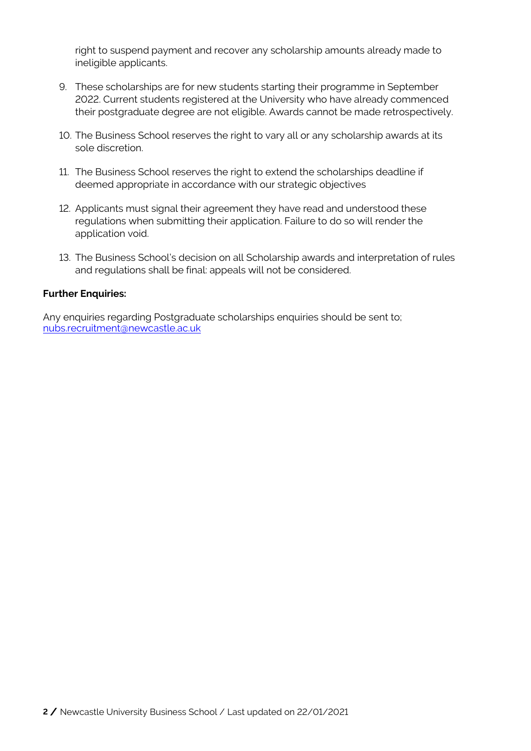right to suspend payment and recover any scholarship amounts already made to ineligible applicants.

9. These scholarships are for new students starting their programme in September 2022. Current students registered at the University who have already commenced their postgraduate degree are not eligible. Awards cannot be made retrospectively.

10. The Business School reserves the right to vary all or any scholarship awards at its sole discretion.

11. The Business School reserves the right to extend the scholarships deadline if deemed appropriate in accordance with our strategic objectives

12. Applicants must signal their agreement they have read and understood these regulations when submitting their application. Failure to do so will render the application void.

13. The Business School's decision on all Scholarship awards and interpretation of rules and regulations shall be final: appeals will not be considered.

**Further Enquiries:**

Any enquiries regarding Postgraduate scholarships enquiries should be sent to; nubs.recruitment@newcastle.ac.uk